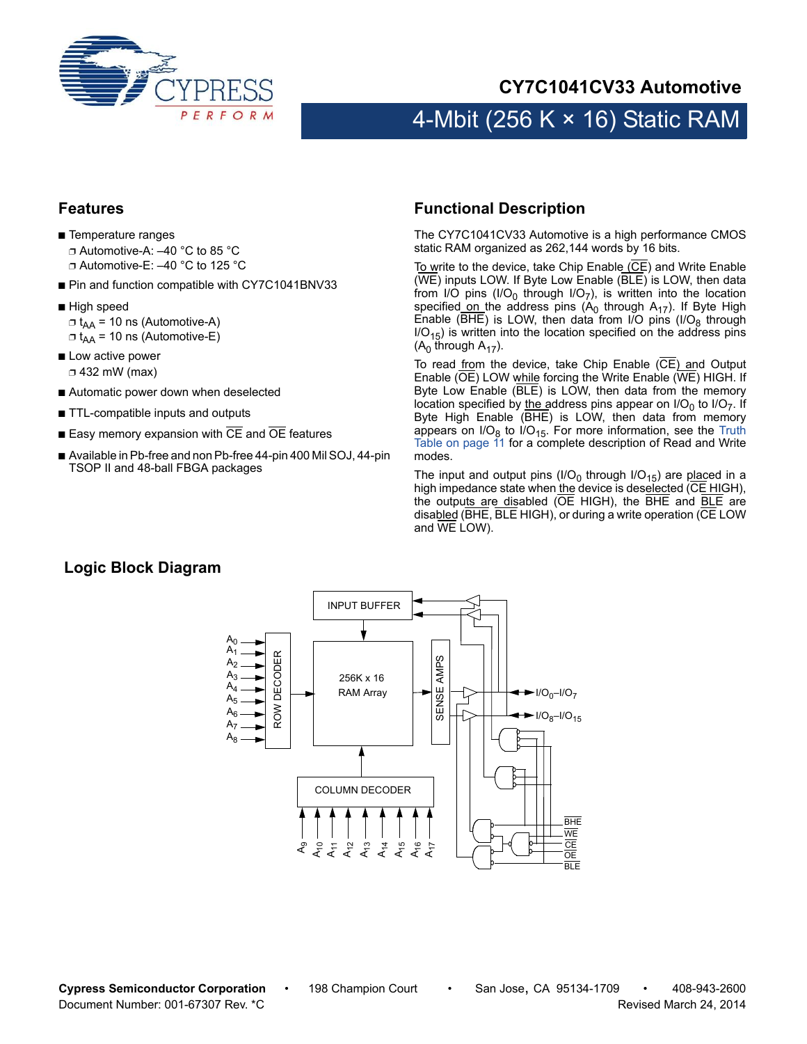# CY7C1041CV33 Automotive

## 4-Mbit (256 K × 16) Static RAM

## Features

- Temperature ranges
  - Automotive-A: –40 °C to 85 °C
  - Automotive-E: –40 °C to 125 °C
- Pin and function compatible with CY7C1041BNV33
- High speed
  - $t_{AA}$ = 10 ns (Automotive-A)
  - $t_{AA}$ = 10 ns (Automotive-E)
- Low active power
  - 432 mW (max)
- Automatic power down when deselected
- TTL-compatible inputs and outputs
- Easy memory expansion with $\overline{CE}$ and $\overline{OE}$ features
- Available in Pb-free and non Pb-free 44-pin 400 Mil SOJ, 44-pin TSOP II and 48-ball FBGA packages

## Functional Description

The CY7C1041CV33 Automotive is a high performance CMOS static RAM organized as 262,144 words by 16 bits.

To write to the device, take Chip Enable ($\overline{CE}$) and Write Enable ($\overline{WE}$) inputs LOW. If Byte Low Enable ($\overline{BLE}$) is LOW, then data from I/O pins ($I/O_0$ through $I/O_7$), is written into the location specified on the address pins ($A_0$ through $A_{17}$). If Byte High Enable ($\overline{BHE}$) is LOW, then data from I/O pins ($I/O_8$ through $I/O_{15}$) is written into the location specified on the address pins ($A_0$ through $A_{17}$).

To read from the device, take Chip Enable ($\overline{CE}$) and Output Enable ($\overline{OE}$) LOW while forcing the Write Enable ($\overline{WE}$) HIGH. If Byte Low Enable ($\overline{BLE}$) is LOW, then data from the memory location specified by the address pins appear on $I/O_0$ to $I/O_7$. If Byte High Enable ($\overline{BHE}$) is LOW, then data from memory appears on $I/O_8$ to $I/O_{15}$. For more information, see the Truth Table on page 11 for a complete description of Read and Write modes.

The input and output pins ($I/O_0$ through $I/O_{15}$) are placed in a high impedance state when the device is deselected ($\overline{CE}$ HIGH), the outputs are disabled ($\overline{OE}$ HIGH), the $\overline{BHE}$ and $\overline{BLE}$ are disabled ($\overline{BHE}$, $\overline{BLE}$ HIGH), or during a write operation ($\overline{CE}$ LOW and $\overline{WE}$ LOW).

## Logic Block Diagram

INPUT BUFFER

$A_0$, $A_1$, $A_2$, $A_3$, $A_4$, $A_5$, $A_6$, $A_7$, $A_8$ → ROW DECODER → 256K x 16 RAM Array → SENSE AMPS → $I/O_0$–$I/O_7$, $I/O_8$–$I/O_{15}$

COLUMN DECODER ← $A_9$, $A_{10}$, $A_{11}$, $A_{12}$, $A_{13}$, $A_{14}$, $A_{15}$, $A_{16}$, $A_{17}$

$\overline{BHE}$, $\overline{WE}$, $\overline{CE}$, $\overline{OE}$, $\overline{BLE}$

Cypress Semiconductor Corporation • 198 Champion Court • San Jose, CA 95134-1709 • 408-943-2600
Document Number: 001-67307 Rev. *C Revised March 24, 2014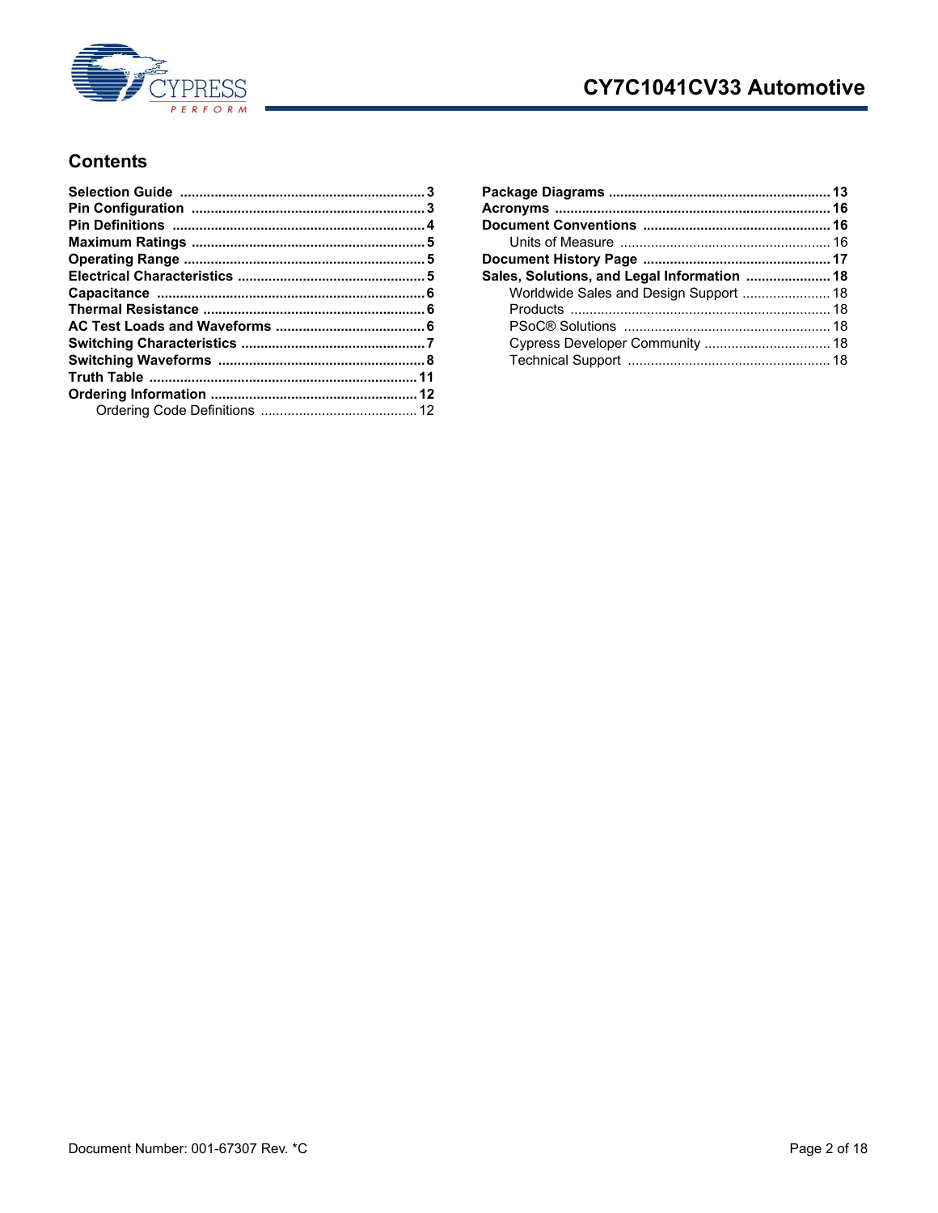## Contents

- **Selection Guide** .......... 3
- **Pin Configuration** .......... 3
- **Pin Definitions** .......... 4
- **Maximum Ratings** .......... 5
- **Operating Range** .......... 5
- **Electrical Characteristics** .......... 5
- **Capacitance** .......... 6
- **Thermal Resistance** .......... 6
- **AC Test Loads and Waveforms** .......... 6
- **Switching Characteristics** .......... 7
- **Switching Waveforms** .......... 8
- **Truth Table** .......... 11
- **Ordering Information** .......... 12
  - Ordering Code Definitions .......... 12
- **Package Diagrams** .......... 13
- **Acronyms** .......... 16
- **Document Conventions** .......... 16
  - Units of Measure .......... 16
- **Document History Page** .......... 17
- **Sales, Solutions, and Legal Information** .......... 18
  - Worldwide Sales and Design Support .......... 18
  - Products .......... 18
  - PSoC® Solutions .......... 18
  - Cypress Developer Community .......... 18
  - Technical Support .......... 18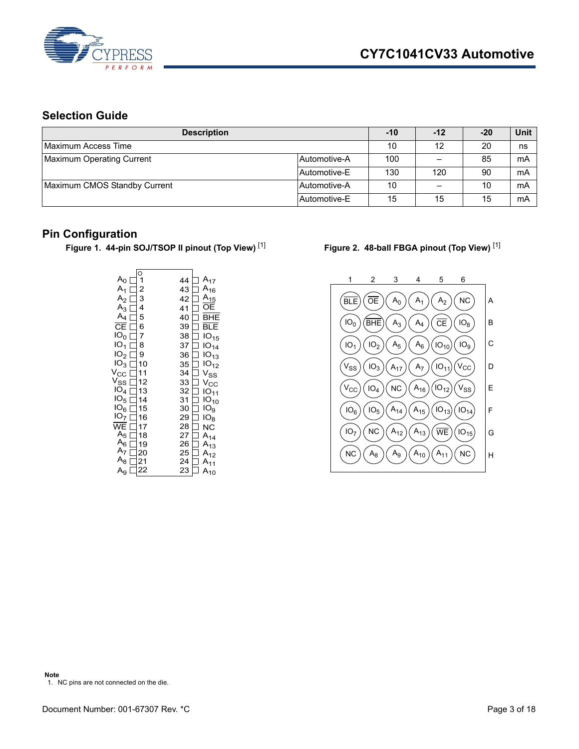## Selection Guide

| Description | | -10 | -12 | -20 | Unit |
|---|---|---|---|---|---|
| Maximum Access Time | | 10 | 12 | 20 | ns |
| Maximum Operating Current | Automotive-A | 100 | – | 85 | mA |
| | Automotive-E | 130 | 120 | 90 | mA |
| Maximum CMOS Standby Current | Automotive-A | 10 | – | 10 | mA |
| | Automotive-E | 15 | 15 | 15 | mA |

## Pin Configuration

**Figure 1. 44-pin SOJ/TSOP II pinout (Top View) [1]**

| Pin Name | Pin | Pin | Pin Name |
|---|---|---|---|
| $A_0$ | 1 | 44 | $A_{17}$ |
| $A_1$ | 2 | 43 | $A_{16}$ |
| $A_2$ | 3 | 42 | $A_{15}$ |
| $A_3$ | 4 | 41 | $\overline{OE}$ |
| $A_4$ | 5 | 40 | $\overline{BHE}$ |
| $\overline{CE}$ | 6 | 39 | $\overline{BLE}$ |
| $IO_0$ | 7 | 38 | $IO_{15}$ |
| $IO_1$ | 8 | 37 | $IO_{14}$ |
| $IO_2$ | 9 | 36 | $IO_{13}$ |
| $IO_3$ | 10 | 35 | $IO_{12}$ |
| $V_{CC}$ | 11 | 34 | $V_{SS}$ |
| $V_{SS}$ | 12 | 33 | $V_{CC}$ |
| $IO_4$ | 13 | 32 | $IO_{11}$ |
| $IO_5$ | 14 | 31 | $IO_{10}$ |
| $IO_6$ | 15 | 30 | $IO_9$ |
| $IO_7$ | 16 | 29 | $IO_8$ |
| $\overline{WE}$ | 17 | 28 | NC |
| $A_5$ | 18 | 27 | $A_{14}$ |
| $A_6$ | 19 | 26 | $A_{13}$ |
| $A_7$ | 20 | 25 | $A_{12}$ |
| $A_8$ | 21 | 24 | $A_{11}$ |
| $A_9$ | 22 | 23 | $A_{10}$ |

**Figure 2. 48-ball FBGA pinout (Top View) [1]**

| | 1 | 2 | 3 | 4 | 5 | 6 |
|---|---|---|---|---|---|---|
| A | $\overline{BLE}$ | $\overline{OE}$ | $A_0$ | $A_1$ | $A_2$ | NC |
| B | $IO_0$ | $\overline{BHE}$ | $A_3$ | $A_4$ | $\overline{CE}$ | $IO_8$ |
| C | $IO_1$ | $IO_2$ | $A_5$ | $A_6$ | $IO_{10}$ | $IO_9$ |
| D | $V_{SS}$ | $IO_3$ | $A_{17}$ | $A_7$ | $IO_{11}$ | $V_{CC}$ |
| E | $V_{CC}$ | $IO_4$ | NC | $A_{16}$ | $IO_{12}$ | $V_{SS}$ |
| F | $IO_6$ | $IO_5$ | $A_{14}$ | $A_{15}$ | $IO_{13}$ | $IO_{14}$ |
| G | $IO_7$ | NC | $A_{12}$ | $A_{13}$ | $\overline{WE}$ | $IO_{15}$ |
| H | NC | $A_8$ | $A_9$ | $A_{10}$ | $A_{11}$ | NC |

**Note**

1. NC pins are not connected on the die.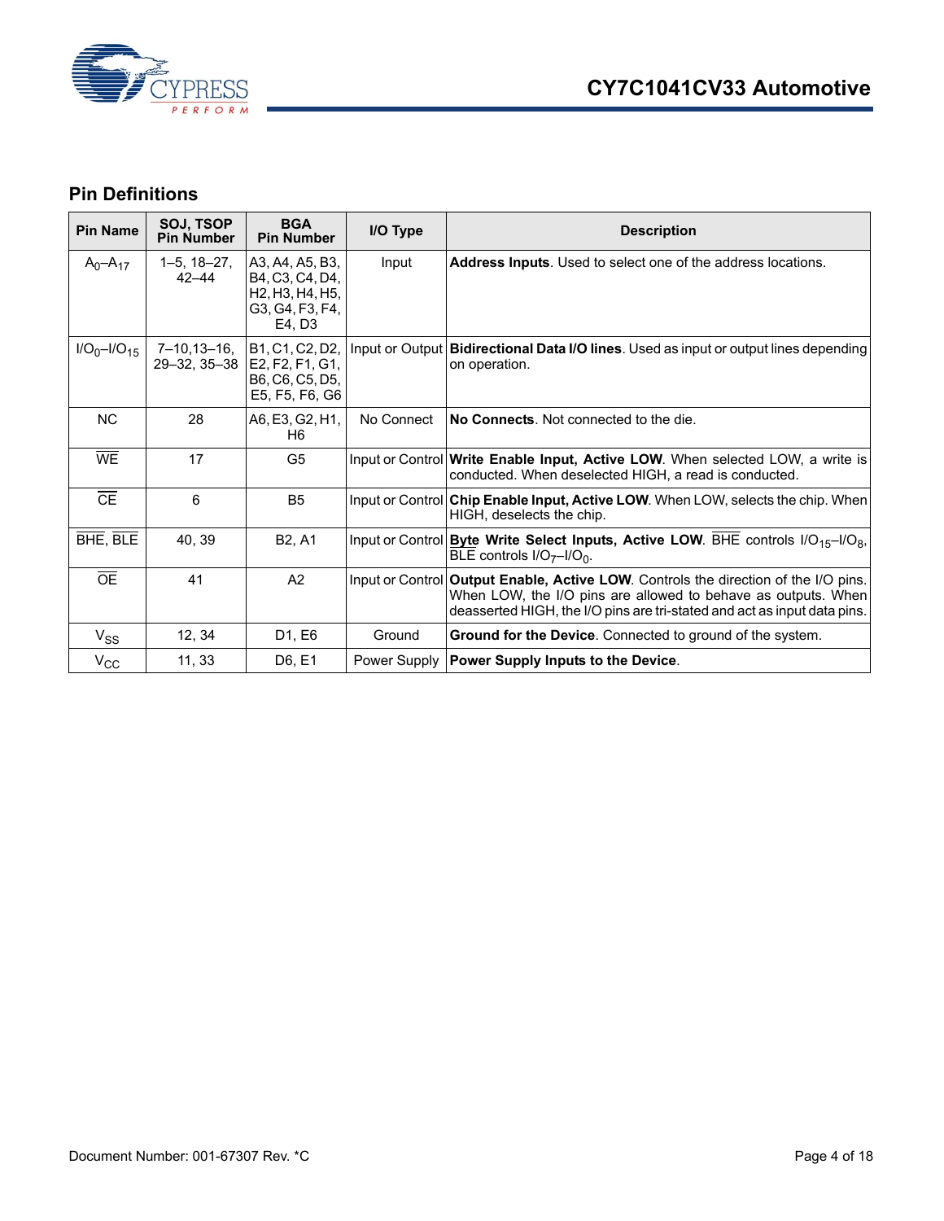## Pin Definitions

| Pin Name | SOJ, TSOP Pin Number | BGA Pin Number | I/O Type | Description |
|---|---|---|---|---|
| $A_0$–$A_{17}$ | 1–5, 18–27, 42–44 | A3, A4, A5, B3, B4, C3, C4, D4, H2, H3, H4, H5, G3, G4, F3, F4, E4, D3 | Input | **Address Inputs**. Used to select one of the address locations. |
| $I/O_0$–$I/O_{15}$ | 7–10,13–16, 29–32, 35–38 | B1, C1, C2, D2, E2, F2, F1, G1, B6, C6, C5, D5, E5, F5, F6, G6 | Input or Output | **Bidirectional Data I/O lines**. Used as input or output lines depending on operation. |
| NC | 28 | A6, E3, G2, H1, H6 | No Connect | **No Connects**. Not connected to the die. |
| $\overline{WE}$ | 17 | G5 | Input or Control | **Write Enable Input, Active LOW**. When selected LOW, a write is conducted. When deselected HIGH, a read is conducted. |
| $\overline{CE}$ | 6 | B5 | Input or Control | **Chip Enable Input, Active LOW**. When LOW, selects the chip. When HIGH, deselects the chip. |
| $\overline{BHE}$, $\overline{BLE}$ | 40, 39 | B2, A1 | Input or Control | **Byte Write Select Inputs, Active LOW**. $\overline{BHE}$ controls $I/O_{15}$–$I/O_8$, $\overline{BLE}$ controls $I/O_7$–$I/O_0$. |
| $\overline{OE}$ | 41 | A2 | Input or Control | **Output Enable, Active LOW**. Controls the direction of the I/O pins. When LOW, the I/O pins are allowed to behave as outputs. When deasserted HIGH, the I/O pins are tri-stated and act as input data pins. |
| $V_{SS}$ | 12, 34 | D1, E6 | Ground | **Ground for the Device**. Connected to ground of the system. |
| $V_{CC}$ | 11, 33 | D6, E1 | Power Supply | **Power Supply Inputs to the Device**. |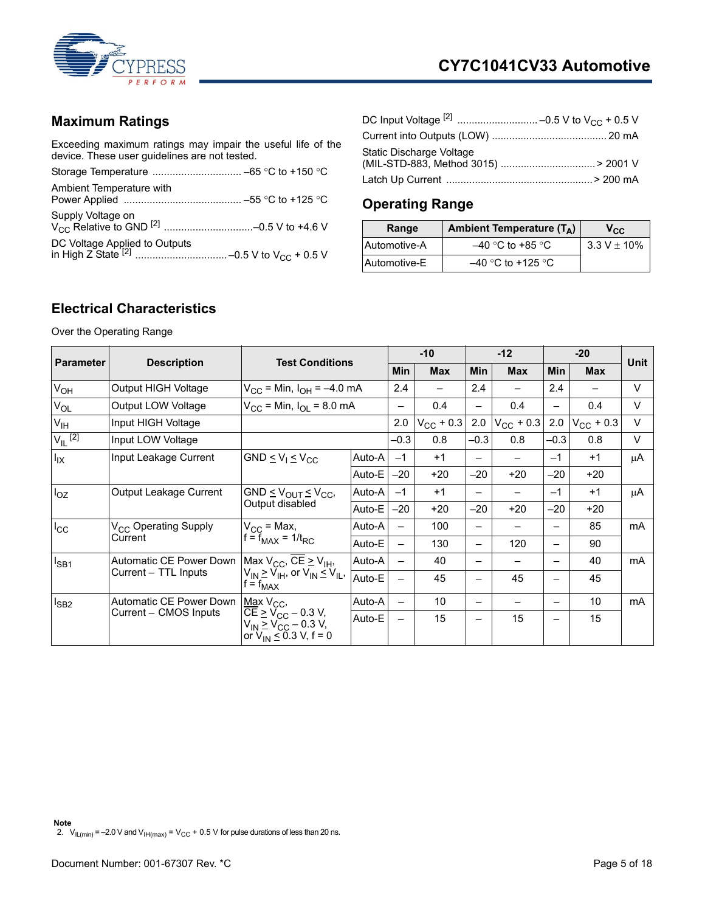## Maximum Ratings

Exceeding maximum ratings may impair the useful life of the device. These user guidelines are not tested.

Storage Temperature ................................ –65 °C to +150 °C

Ambient Temperature with Power Applied ........................................ –55 °C to +125 °C

Supply Voltage on $V_{CC}$ Relative to GND [2] ..............................–0.5 V to +4.6 V

DC Voltage Applied to Outputs in High Z State [2] ...............................–0.5 V to $V_{CC}$ + 0.5 V

DC Input Voltage [2] ..........................–0.5 V to $V_{CC}$ + 0.5 V

Current into Outputs (LOW) ....................................... 20 mA

Static Discharge Voltage (MIL-STD-883, Method 3015) ................................ > 2001 V

Latch Up Current .................................................. > 200 mA

## Operating Range

| Range | Ambient Temperature ($T_A$) | $V_{CC}$ |
|---|---|---|
| Automotive-A | –40 °C to +85 °C | 3.3 V ± 10% |
| Automotive-E | –40 °C to +125 °C | |

## Electrical Characteristics

Over the Operating Range

| Parameter | Description | Test Conditions | | -10 | | -12 | | -20 | | Unit |
|---|---|---|---|---|---|---|---|---|---|---|
| | | | | Min | Max | Min | Max | Min | Max | |
| $V_{OH}$ | Output HIGH Voltage | $V_{CC}$ = Min, $I_{OH}$ = –4.0 mA | | 2.4 | – | 2.4 | – | 2.4 | – | V |
| $V_{OL}$ | Output LOW Voltage | $V_{CC}$ = Min, $I_{OL}$ = 8.0 mA | | – | 0.4 | – | 0.4 | – | 0.4 | V |
| $V_{IH}$ | Input HIGH Voltage | | | 2.0 | $V_{CC}$ + 0.3 | 2.0 | $V_{CC}$ + 0.3 | 2.0 | $V_{CC}$ + 0.3 | V |
| $V_{IL}$ [2] | Input LOW Voltage | | | –0.3 | 0.8 | –0.3 | 0.8 | –0.3 | 0.8 | V |
| $I_{IX}$ | Input Leakage Current | GND ≤ $V_I$ ≤ $V_{CC}$ | Auto-A | –1 | +1 | – | – | –1 | +1 | µA |
| | | | Auto-E | –20 | +20 | –20 | +20 | –20 | +20 | |
| $I_{OZ}$ | Output Leakage Current | GND ≤ $V_{OUT}$ ≤ $V_{CC}$, Output disabled | Auto-A | –1 | +1 | – | – | –1 | +1 | µA |
| | | | Auto-E | –20 | +20 | –20 | +20 | –20 | +20 | |
| $I_{CC}$ | $V_{CC}$ Operating Supply Current | $V_{CC}$ = Max, f = $f_{MAX}$ = $1/t_{RC}$ | Auto-A | – | 100 | – | – | – | 85 | mA |
| | | | Auto-E | – | 130 | – | 120 | – | 90 | |
| $I_{SB1}$ | Automatic CE Power Down Current – TTL Inputs | Max $V_{CC}$, $\overline{CE}$ ≥ $V_{IH}$, $V_{IN}$ ≥ $V_{IH}$, or $V_{IN}$ ≤ $V_{IL}$, f = $f_{MAX}$ | Auto-A | – | 40 | – | – | – | 40 | mA |
| | | | Auto-E | – | 45 | – | 45 | – | 45 | |
| $I_{SB2}$ | Automatic CE Power Down Current – CMOS Inputs | Max $V_{CC}$, $\overline{CE}$ ≥ $V_{CC}$ – 0.3 V, $V_{IN}$ ≥ $V_{CC}$ – 0.3 V, or $V_{IN}$ ≤ 0.3 V, f = 0 | Auto-A | – | 10 | – | – | – | 10 | mA |
| | | | Auto-E | – | 15 | – | 15 | – | 15 | |

**Note**

2. $V_{IL(min)}$ = –2.0 V and $V_{IH(max)}$ = $V_{CC}$ + 0.5 V for pulse durations of less than 20 ns.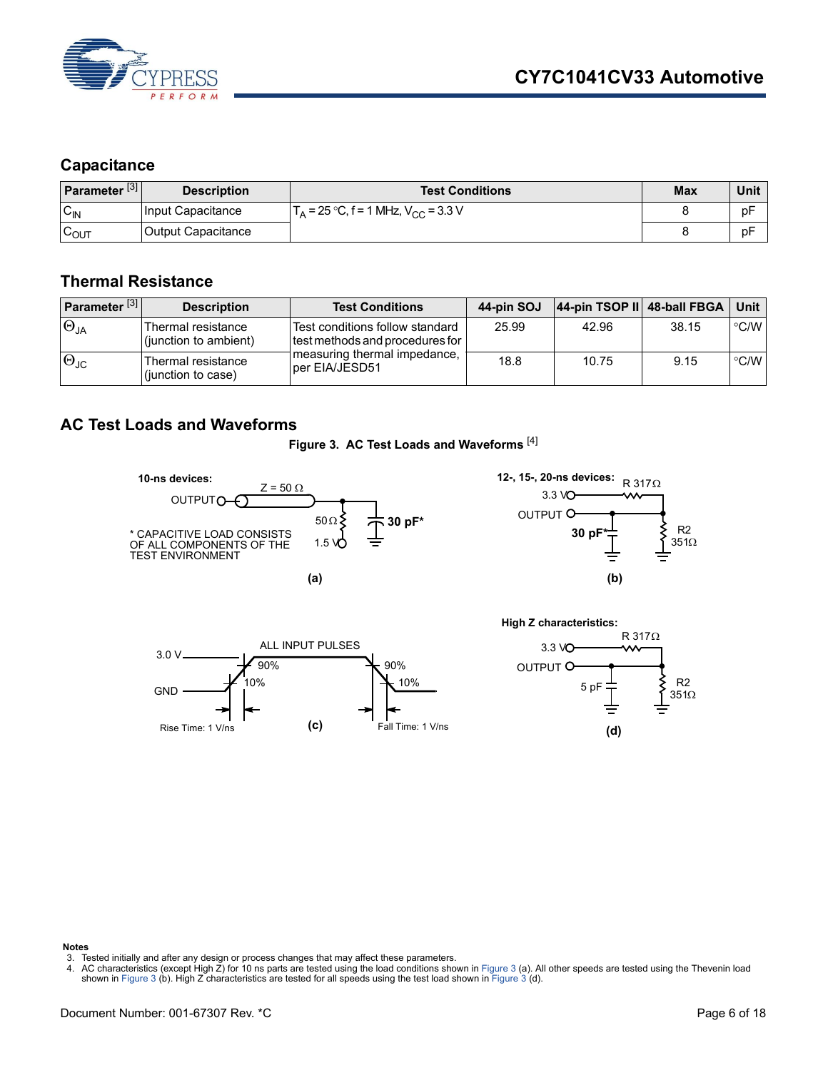## Capacitance

| Parameter [3] | Description | Test Conditions | Max | Unit |
|---|---|---|---|---|
| $C_{IN}$ | Input Capacitance | $T_A$ = 25 °C, f = 1 MHz, $V_{CC}$ = 3.3 V | 8 | pF |
| $C_{OUT}$ | Output Capacitance | | 8 | pF |

## Thermal Resistance

| Parameter [3] | Description | Test Conditions | 44-pin SOJ | 44-pin TSOP II | 48-ball FBGA | Unit |
|---|---|---|---|---|---|---|
| $\Theta_{JA}$ | Thermal resistance (junction to ambient) | Test conditions follow standard test methods and procedures for measuring thermal impedance, per EIA/JESD51 | 25.99 | 42.96 | 38.15 | °C/W |
| $\Theta_{JC}$ | Thermal resistance (junction to case) | | 18.8 | 10.75 | 9.15 | °C/W |

## AC Test Loads and Waveforms

**Figure 3. AC Test Loads and Waveforms [4]**

**10-ns devices:**

OUTPUT, Z = 50 Ω, 50 Ω, 1.5 V, 30 pF*

* CAPACITIVE LOAD CONSISTS OF ALL COMPONENTS OF THE TEST ENVIRONMENT

(a)

**12-, 15-, 20-ns devices:**

3.3 V, R 317Ω, OUTPUT, 30 pF*, R2 351Ω

(b)

ALL INPUT PULSES

3.0 V, GND, 90%, 10%, 90%, 10%

Rise Time: 1 V/ns

Fall Time: 1 V/ns

(c)

**High Z characteristics:**

3.3 V, R 317Ω, OUTPUT, 5 pF, R2 351Ω

(d)

**Notes**

3. Tested initially and after any design or process changes that may affect these parameters.
4. AC characteristics (except High Z) for 10 ns parts are tested using the load conditions shown in Figure 3 (a). All other speeds are tested using the Thevenin load shown in Figure 3 (b). High Z characteristics are tested for all speeds using the test load shown in Figure 3 (d).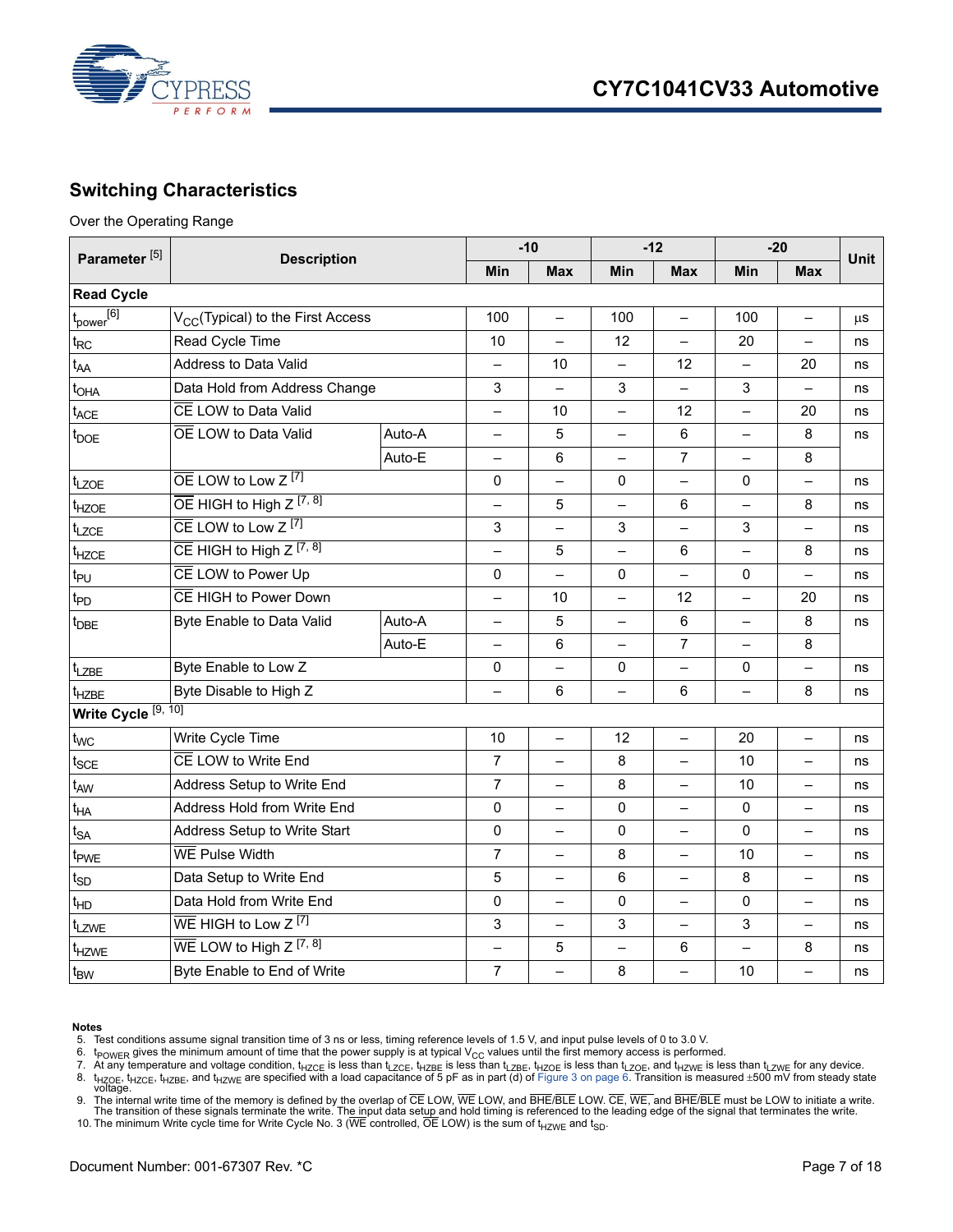## Switching Characteristics

Over the Operating Range

| Parameter [5] | Description | | -10 | | -12 | | -20 | | Unit |
|---|---|---|---|---|---|---|---|---|---|
| | | | Min | Max | Min | Max | Min | Max | |
| **Read Cycle** | | | | | | | | | |
| $t_{power}$ [6] | $V_{CC}$(Typical) to the First Access | | 100 | – | 100 | – | 100 | – | µs |
| $t_{RC}$ | Read Cycle Time | | 10 | – | 12 | – | 20 | – | ns |
| $t_{AA}$ | Address to Data Valid | | – | 10 | – | 12 | – | 20 | ns |
| $t_{OHA}$ | Data Hold from Address Change | | 3 | – | 3 | – | 3 | – | ns |
| $t_{ACE}$ | $\overline{CE}$ LOW to Data Valid | | – | 10 | – | 12 | – | 20 | ns |
| $t_{DOE}$ | $\overline{OE}$ LOW to Data Valid | Auto-A | – | 5 | – | 6 | – | 8 | ns |
| | | Auto-E | – | 6 | – | 7 | – | 8 | |
| $t_{LZOE}$ | $\overline{OE}$ LOW to Low Z [7] | | 0 | – | 0 | – | 0 | – | ns |
| $t_{HZOE}$ | $\overline{OE}$ HIGH to High Z [7, 8] | | – | 5 | – | 6 | – | 8 | ns |
| $t_{LZCE}$ | $\overline{CE}$ LOW to Low Z [7] | | 3 | – | 3 | – | 3 | – | ns |
| $t_{HZCE}$ | $\overline{CE}$ HIGH to High Z [7, 8] | | – | 5 | – | 6 | – | 8 | ns |
| $t_{PU}$ | $\overline{CE}$ LOW to Power Up | | 0 | – | 0 | – | 0 | – | ns |
| $t_{PD}$ | $\overline{CE}$ HIGH to Power Down | | – | 10 | – | 12 | – | 20 | ns |
| $t_{DBE}$ | Byte Enable to Data Valid | Auto-A | – | 5 | – | 6 | – | 8 | ns |
| | | Auto-E | – | 6 | – | 7 | – | 8 | |
| $t_{LZBE}$ | Byte Enable to Low Z | | 0 | – | 0 | – | 0 | – | ns |
| $t_{HZBE}$ | Byte Disable to High Z | | – | 6 | – | 6 | – | 8 | ns |
| **Write Cycle** [9, 10] | | | | | | | | | |
| $t_{WC}$ | Write Cycle Time | | 10 | – | 12 | – | 20 | – | ns |
| $t_{SCE}$ | $\overline{CE}$ LOW to Write End | | 7 | – | 8 | – | 10 | – | ns |
| $t_{AW}$ | Address Setup to Write End | | 7 | – | 8 | – | 10 | – | ns |
| $t_{HA}$ | Address Hold from Write End | | 0 | – | 0 | – | 0 | – | ns |
| $t_{SA}$ | Address Setup to Write Start | | 0 | – | 0 | – | 0 | – | ns |
| $t_{PWE}$ | $\overline{WE}$ Pulse Width | | 7 | – | 8 | – | 10 | – | ns |
| $t_{SD}$ | Data Setup to Write End | | 5 | – | 6 | – | 8 | – | ns |
| $t_{HD}$ | Data Hold from Write End | | 0 | – | 0 | – | 0 | – | ns |
| $t_{LZWE}$ | $\overline{WE}$ HIGH to Low Z [7] | | 3 | – | 3 | – | 3 | – | ns |
| $t_{HZWE}$ | $\overline{WE}$ LOW to High Z [7, 8] | | – | 5 | – | 6 | – | 8 | ns |
| $t_{BW}$ | Byte Enable to End of Write | | 7 | – | 8 | – | 10 | – | ns |

**Notes**
5. Test conditions assume signal transition time of 3 ns or less, timing reference levels of 1.5 V, and input pulse levels of 0 to 3.0 V.
6. $t_{POWER}$ gives the minimum amount of time that the power supply is at typical $V_{CC}$ values until the first memory access is performed.
7. At any temperature and voltage condition, $t_{HZCE}$ is less than $t_{LZCE}$, $t_{HZBE}$ is less than $t_{LZBE}$, $t_{HZOE}$ is less than $t_{LZOE}$, and $t_{HZWE}$ is less than $t_{LZWE}$ for any device.
8. $t_{HZOE}$, $t_{HZCE}$, $t_{HZBE}$, and $t_{HZWE}$ are specified with a load capacitance of 5 pF as in part (d) of Figure 3 on page 6. Transition is measured ±500 mV from steady state voltage.
9. The internal write time of the memory is defined by the overlap of $\overline{CE}$ LOW, $\overline{WE}$ LOW, and $\overline{BHE}/\overline{BLE}$ LOW. $\overline{CE}$, $\overline{WE}$, and $\overline{BHE}/\overline{BLE}$ must be LOW to initiate a write. The transition of these signals terminate the write. The input data setup and hold timing is referenced to the leading edge of the signal that terminates the write.
10. The minimum Write cycle time for Write Cycle No. 3 ($\overline{WE}$ controlled, $\overline{OE}$ LOW) is the sum of $t_{HZWE}$ and $t_{SD}$.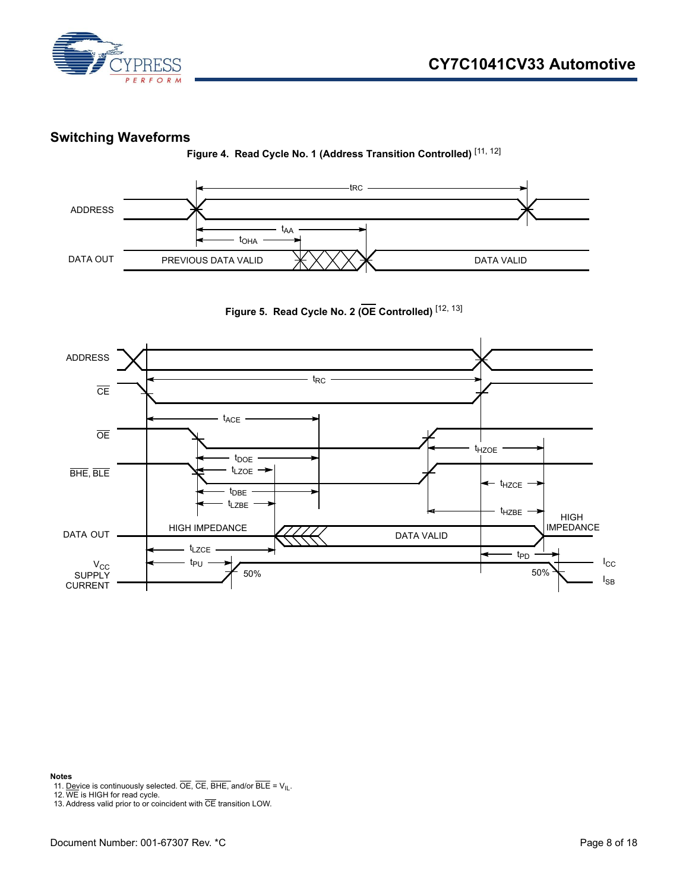## Switching Waveforms

**Figure 4. Read Cycle No. 1 (Address Transition Controlled)** [11, 12]

**Figure 5. Read Cycle No. 2 ($\overline{OE}$ Controlled)** [12, 13]

**Notes**

11. Device is continuously selected. $\overline{OE}$, $\overline{CE}$, $\overline{BHE}$, and/or $\overline{BLE}$ = $V_{IL}$.
12. $\overline{WE}$ is HIGH for read cycle.
13. Address valid prior to or coincident with $\overline{CE}$ transition LOW.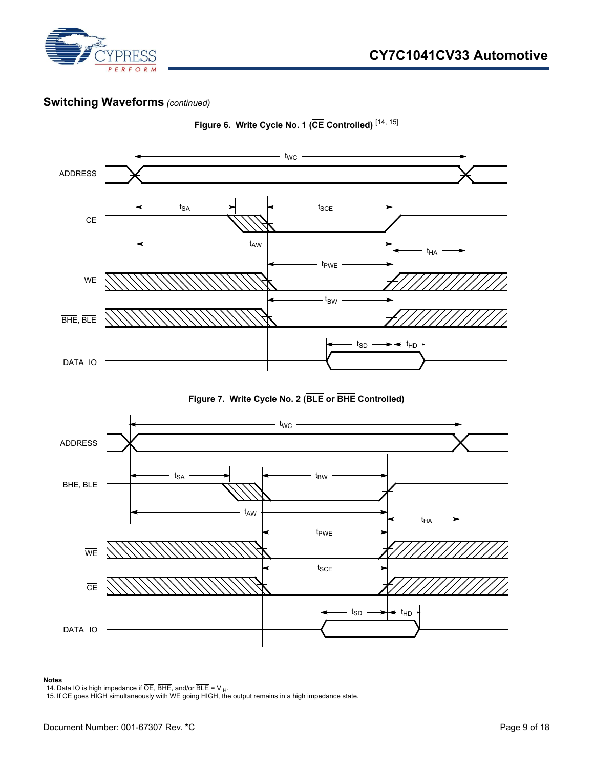## Switching Waveforms *(continued)*

**Figure 6. Write Cycle No. 1 (CE Controlled)** [14, 15]

**Figure 7. Write Cycle No. 2 (BLE or BHE Controlled)**

**Notes**

14. Data IO is high impedance if OE, BHE, and/or BLE = $V_{IH}$.
15. If CE goes HIGH simultaneously with WE going HIGH, the output remains in a high impedance state.

Document Number: 001-67307 Rev. *C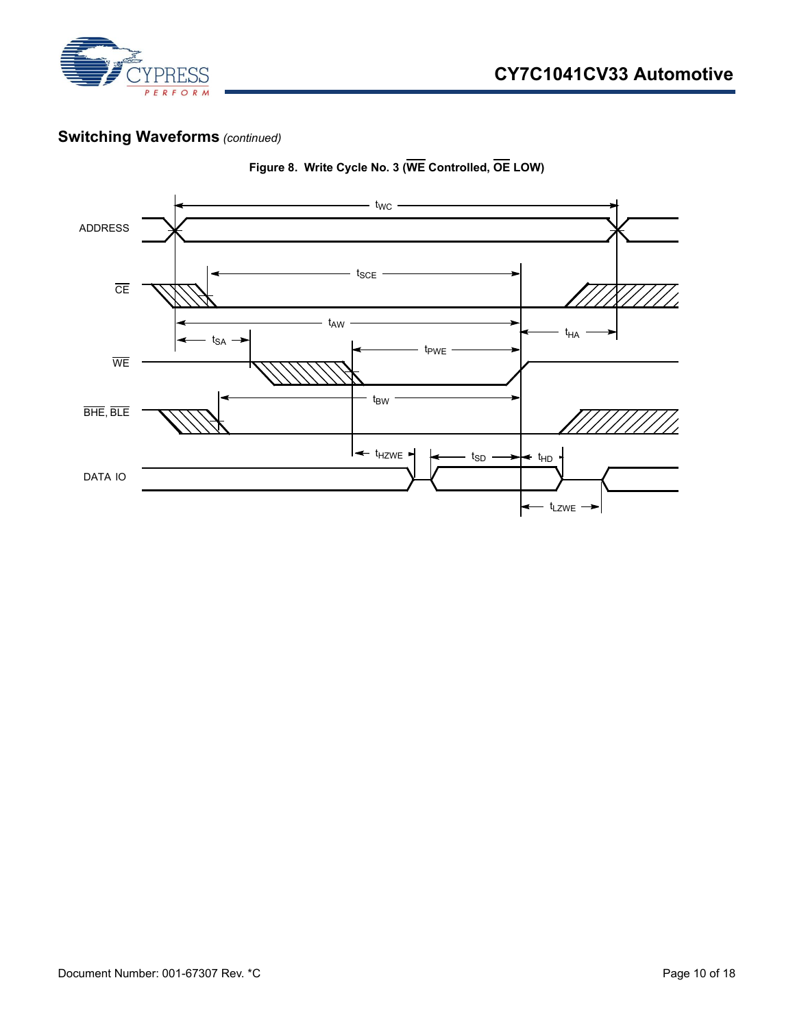## Switching Waveforms *(continued)*

**Figure 8. Write Cycle No. 3 ($\overline{WE}$ Controlled, $\overline{OE}$ LOW)**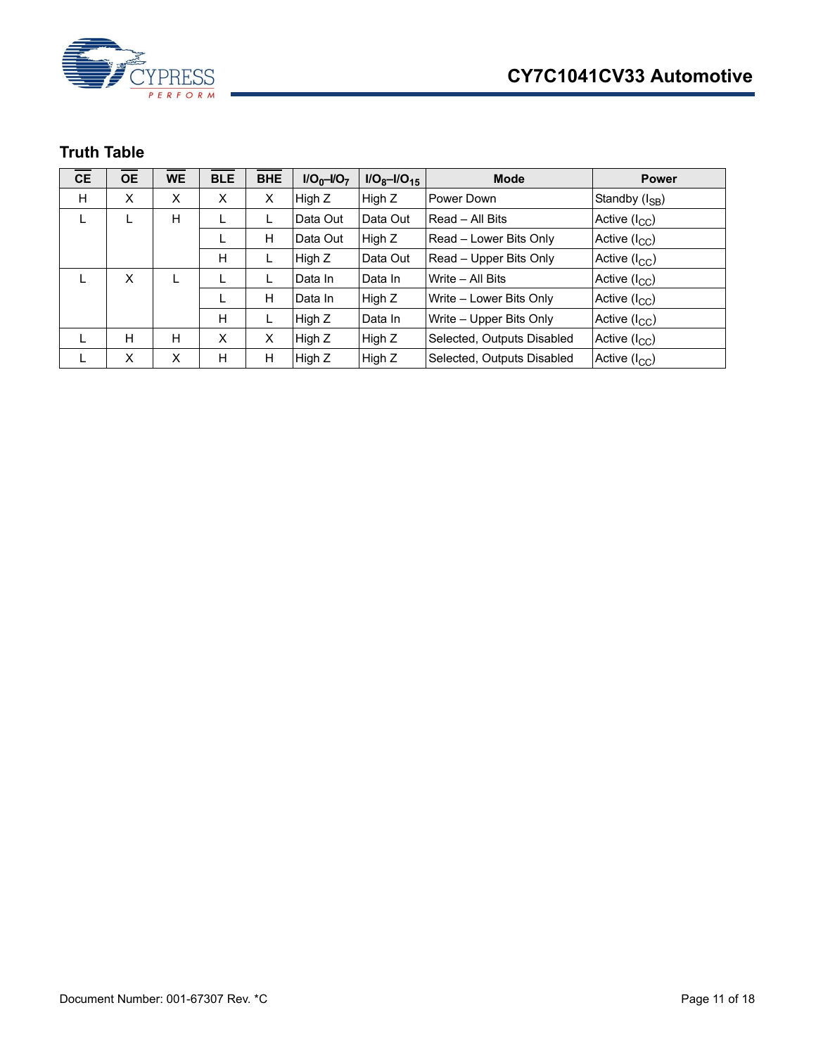## Truth Table

| $\overline{CE}$ | $\overline{OE}$ | $\overline{WE}$ | $\overline{BLE}$ | $\overline{BHE}$ | $I/O_0$–$I/O_7$ | $I/O_8$–$I/O_{15}$ | Mode | Power |
|---|---|---|---|---|---|---|---|---|
| H | X | X | X | X | High Z | High Z | Power Down | Standby ($I_{SB}$) |
| L | L | H | L | L | Data Out | Data Out | Read – All Bits | Active ($I_{CC}$) |
| | | | L | H | Data Out | High Z | Read – Lower Bits Only | Active ($I_{CC}$) |
| | | | H | L | High Z | Data Out | Read – Upper Bits Only | Active ($I_{CC}$) |
| L | X | L | L | L | Data In | Data In | Write – All Bits | Active ($I_{CC}$) |
| | | | L | H | Data In | High Z | Write – Lower Bits Only | Active ($I_{CC}$) |
| | | | H | L | High Z | Data In | Write – Upper Bits Only | Active ($I_{CC}$) |
| L | H | H | X | X | High Z | High Z | Selected, Outputs Disabled | Active ($I_{CC}$) |
| L | X | X | H | H | High Z | High Z | Selected, Outputs Disabled | Active ($I_{CC}$) |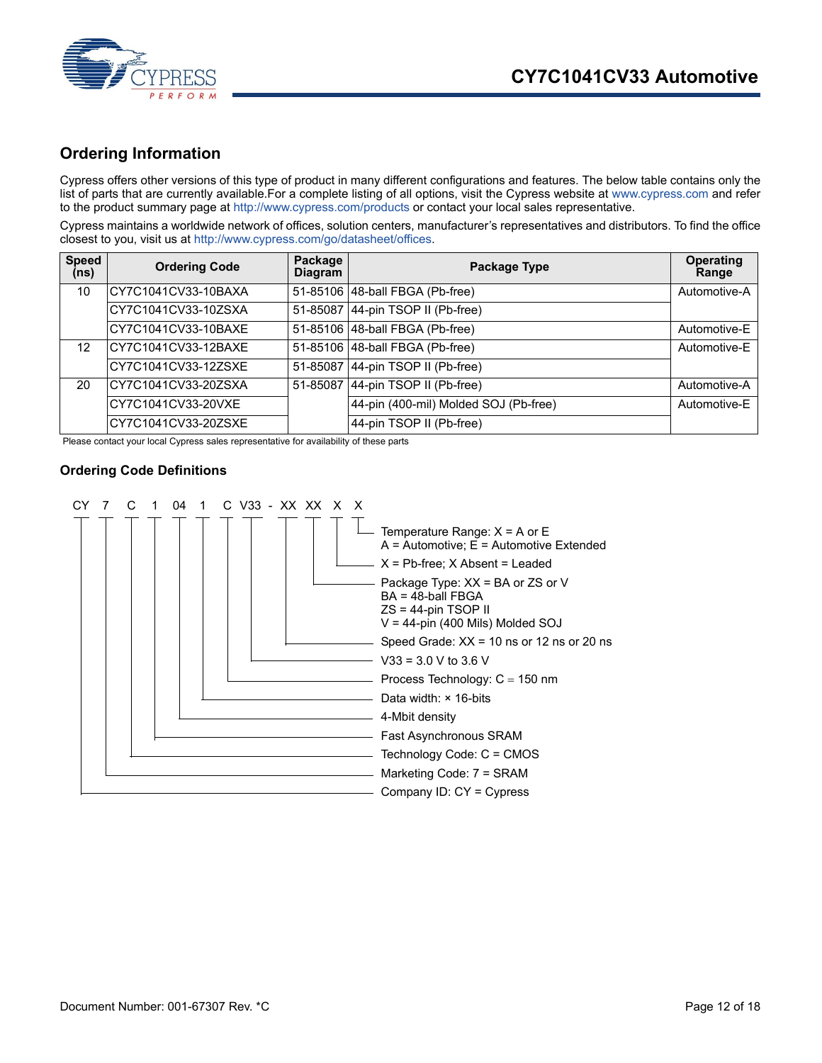## Ordering Information

Cypress offers other versions of this type of product in many different configurations and features. The below table contains only the list of parts that are currently available.For a complete listing of all options, visit the Cypress website at www.cypress.com and refer to the product summary page at http://www.cypress.com/products or contact your local sales representative.

Cypress maintains a worldwide network of offices, solution centers, manufacturer's representatives and distributors. To find the office closest to you, visit us at http://www.cypress.com/go/datasheet/offices.

| Speed (ns) | Ordering Code | Package Diagram | Package Type | Operating Range |
|---|---|---|---|---|
| 10 | CY7C1041CV33-10BAXA | 51-85106 | 48-ball FBGA (Pb-free) | Automotive-A |
| | CY7C1041CV33-10ZSXA | 51-85087 | 44-pin TSOP II (Pb-free) | |
| | CY7C1041CV33-10BAXE | 51-85106 | 48-ball FBGA (Pb-free) | Automotive-E |
| 12 | CY7C1041CV33-12BAXE | 51-85106 | 48-ball FBGA (Pb-free) | Automotive-E |
| | CY7C1041CV33-12ZSXE | 51-85087 | 44-pin TSOP II (Pb-free) | |
| 20 | CY7C1041CV33-20ZSXA | 51-85087 | 44-pin TSOP II (Pb-free) | Automotive-A |
| | CY7C1041CV33-20VXE | | 44-pin (400-mil) Molded SOJ (Pb-free) | Automotive-E |
| | CY7C1041CV33-20ZSXE | | 44-pin TSOP II (Pb-free) | |

Please contact your local Cypress sales representative for availability of these parts

### Ordering Code Definitions

```
CY 7 C 1 04 1 C V33 - XX XX X X
```

- Temperature Range: X = A or E
  A = Automotive; E = Automotive Extended
- X = Pb-free; X Absent = Leaded
- Package Type: XX = BA or ZS or V
  BA = 48-ball FBGA
  ZS = 44-pin TSOP II
  V = 44-pin (400 Mils) Molded SOJ
- Speed Grade: XX = 10 ns or 12 ns or 20 ns
- V33 = 3.0 V to 3.6 V
- Process Technology: C = 150 nm
- Data width: × 16-bits
- 4-Mbit density
- Fast Asynchronous SRAM
- Technology Code: C = CMOS
- Marketing Code: 7 = SRAM
- Company ID: CY = Cypress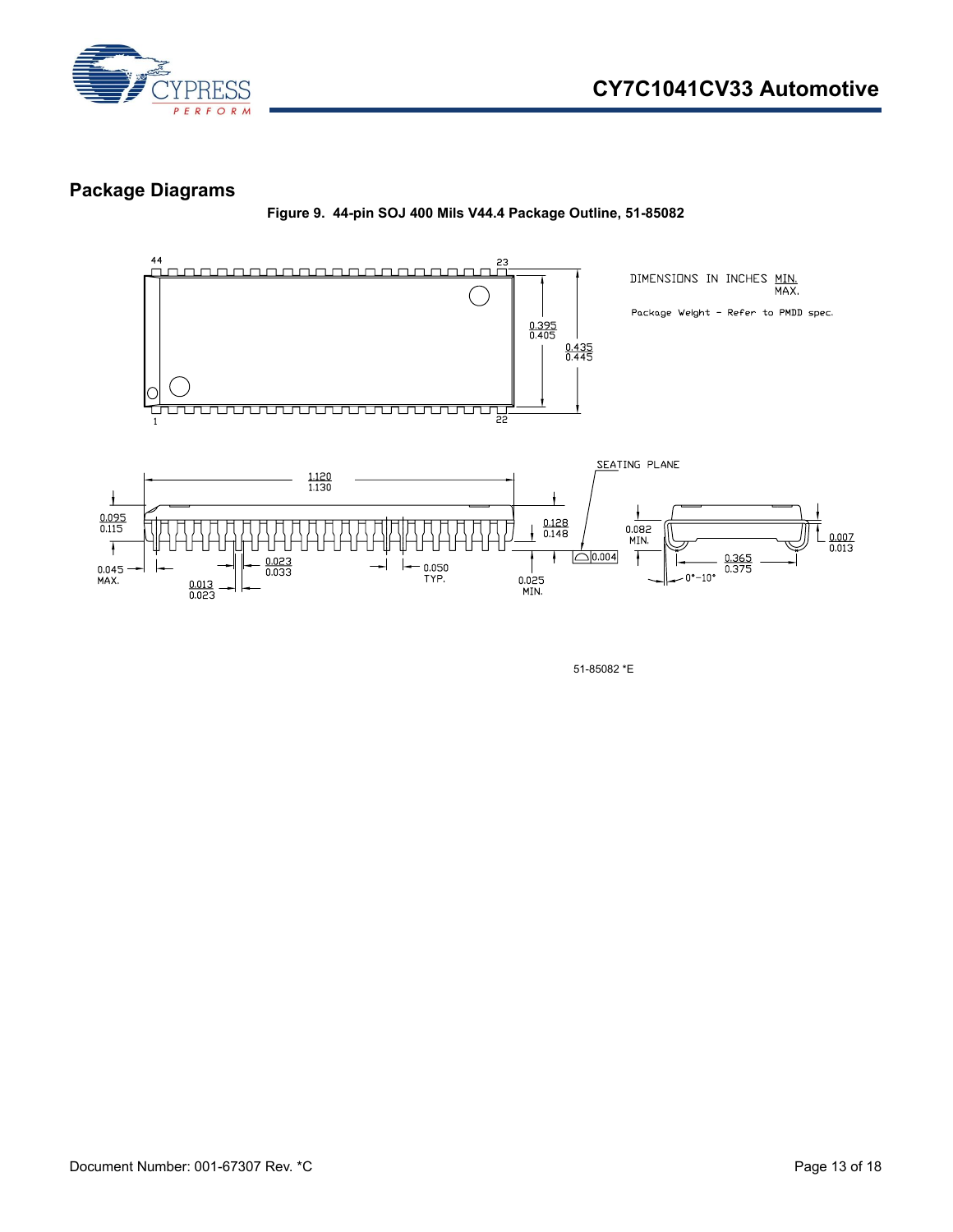## Package Diagrams

**Figure 9. 44-pin SOJ 400 Mils V44.4 Package Outline, 51-85082**

DIMENSIONS IN INCHES MIN. / MAX.

Package Weight - Refer to PMDD spec.

51-85082 *E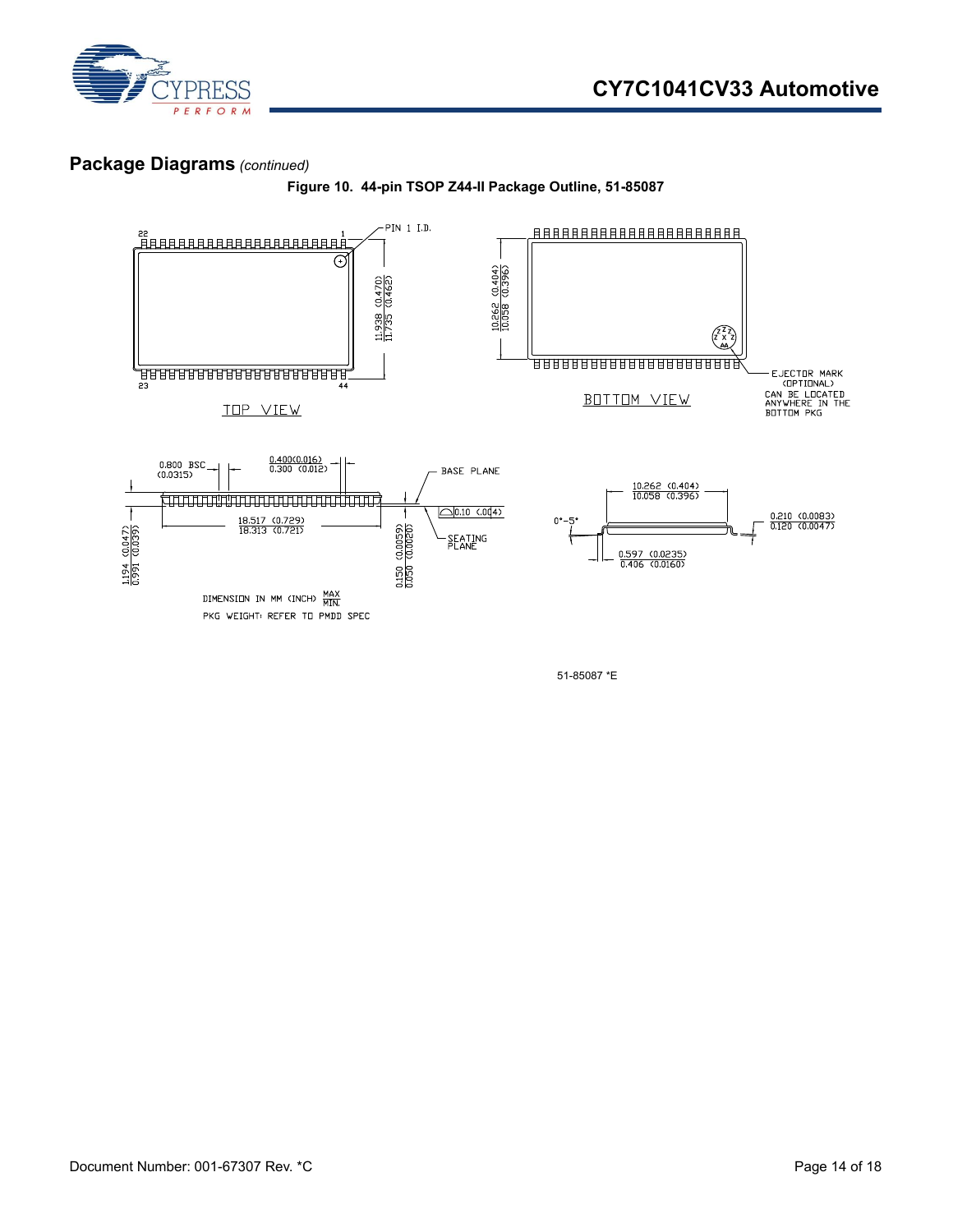## Package Diagrams *(continued)*

**Figure 10. 44-pin TSOP Z44-II Package Outline, 51-85087**

PIN 1 I.D.

22 1

23 44

11.938 (0.470)
11.735 (0.462)

TOP VIEW

10.262 (0.404)
10.058 (0.396)

BOTTOM VIEW

EJECTOR MARK (OPTIONAL) CAN BE LOCATED ANYWHERE IN THE BOTTOM PKG

0.800 BSC (0.0315)

0.400(0.016)
0.300 (0.012)

BASE PLANE

0.10 (.004)

18.517 (0.729)
18.313 (0.721)

SEATING PLANE

1.194 (0.047)
0.991 (0.039)

0.150 (0.0059)
0.050 (0.0020)

10.262 (0.404)
10.058 (0.396)

0°-5°

0.210 (0.0083)
0.120 (0.0047)

0.597 (0.0235)
0.406 (0.0160)

DIMENSION IN MM (INCH) MAX/MIN.

PKG WEIGHT: REFER TO PMDD SPEC

51-85087 *E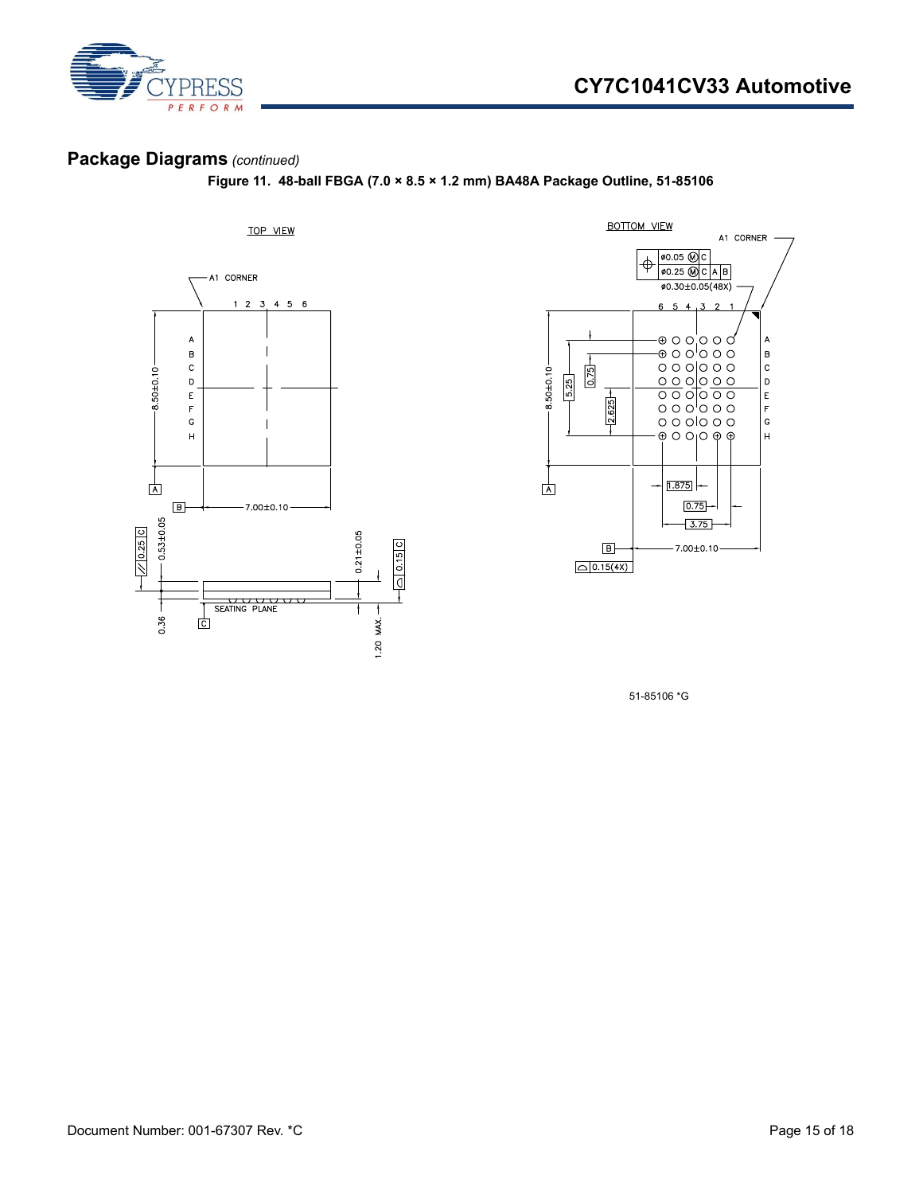## Package Diagrams *(continued)*

**Figure 11. 48-ball FBGA (7.0 × 8.5 × 1.2 mm) BA48A Package Outline, 51-85106**

TOP VIEW

A1 CORNER

1 2 3 4 5 6

A B C D E F G H

8.50±0.10

7.00±0.10

0.25 C

0.53±0.05

0.21±0.05

0.15 C

SEATING PLANE

0.36

1.20 MAX.

BOTTOM VIEW

A1 CORNER

ø0.05 M C

ø0.25 M C A B

ø0.30±0.05(48X)

6 5 4 3 2 1

8.50±0.10

5.25

0.75

2.625

1.875

0.75

3.75

7.00±0.10

0.15(4X)

51-85106 *G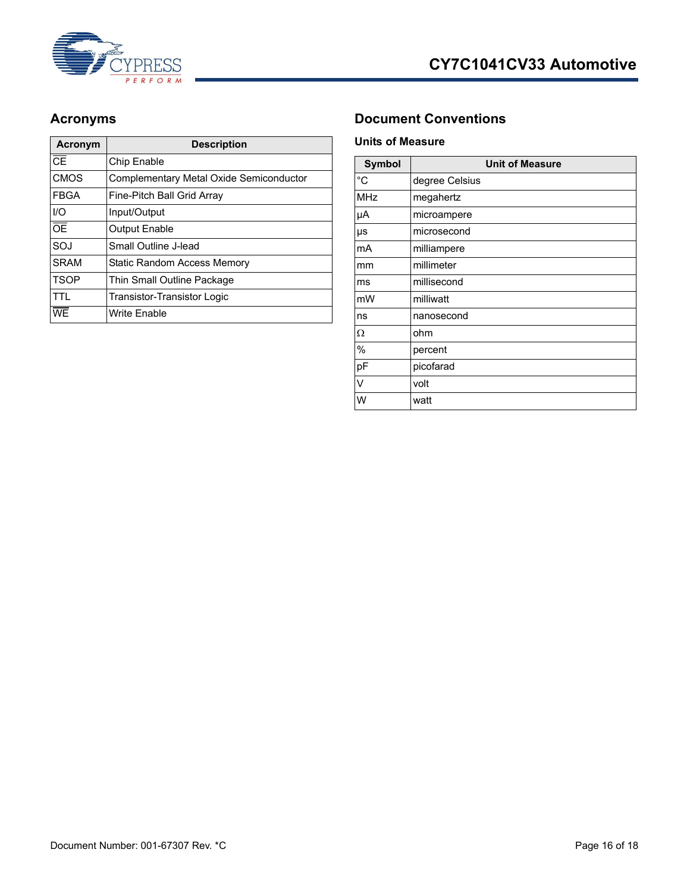## Acronyms

| Acronym | Description |
| --- | --- |
| $\overline{CE}$ | Chip Enable |
| CMOS | Complementary Metal Oxide Semiconductor |
| FBGA | Fine-Pitch Ball Grid Array |
| I/O | Input/Output |
| $\overline{OE}$ | Output Enable |
| SOJ | Small Outline J-lead |
| SRAM | Static Random Access Memory |
| TSOP | Thin Small Outline Package |
| TTL | Transistor-Transistor Logic |
| $\overline{WE}$ | Write Enable |

## Document Conventions

### Units of Measure

| Symbol | Unit of Measure |
| --- | --- |
| °C | degree Celsius |
| MHz | megahertz |
| µA | microampere |
| µs | microsecond |
| mA | milliampere |
| mm | millimeter |
| ms | millisecond |
| mW | milliwatt |
| ns | nanosecond |
| Ω | ohm |
| % | percent |
| pF | picofarad |
| V | volt |
| W | watt |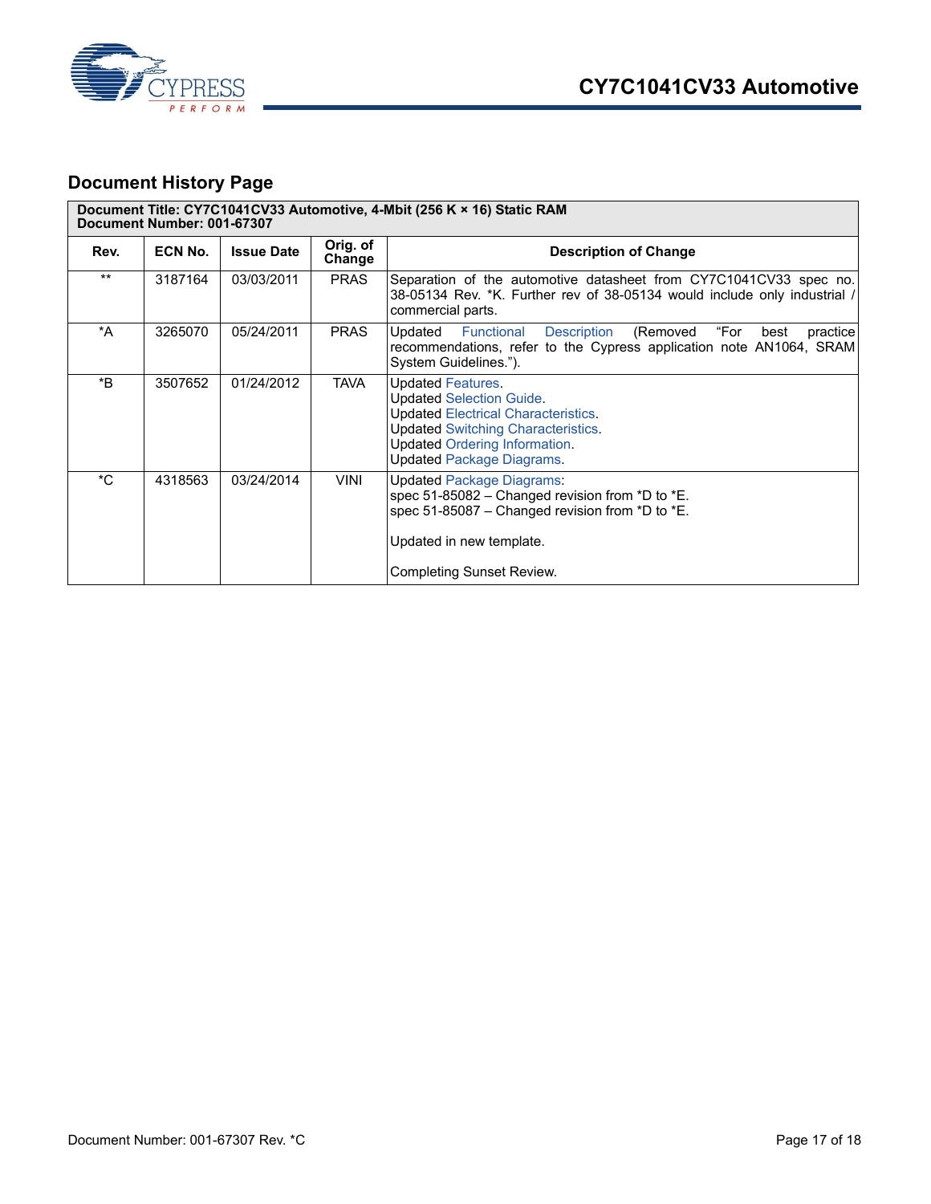## Document History Page

| Document Title: CY7C1041CV33 Automotive, 4-Mbit (256 K × 16) Static RAM<br>Document Number: 001-67307 | | | | |
|---|---|---|---|---|
| **Rev.** | **ECN No.** | **Issue Date** | **Orig. of Change** | **Description of Change** |
| ** | 3187164 | 03/03/2011 | PRAS | Separation of the automotive datasheet from CY7C1041CV33 spec no. 38-05134 Rev. *K. Further rev of 38-05134 would include only industrial / commercial parts. |
| *A | 3265070 | 05/24/2011 | PRAS | Updated Functional Description (Removed "For best practice recommendations, refer to the Cypress application note AN1064, SRAM System Guidelines."). |
| *B | 3507652 | 01/24/2012 | TAVA | Updated Features.<br>Updated Selection Guide.<br>Updated Electrical Characteristics.<br>Updated Switching Characteristics.<br>Updated Ordering Information.<br>Updated Package Diagrams. |
| *C | 4318563 | 03/24/2014 | VINI | Updated Package Diagrams:<br>spec 51-85082 – Changed revision from *D to *E.<br>spec 51-85087 – Changed revision from *D to *E.<br><br>Updated in new template.<br><br>Completing Sunset Review. |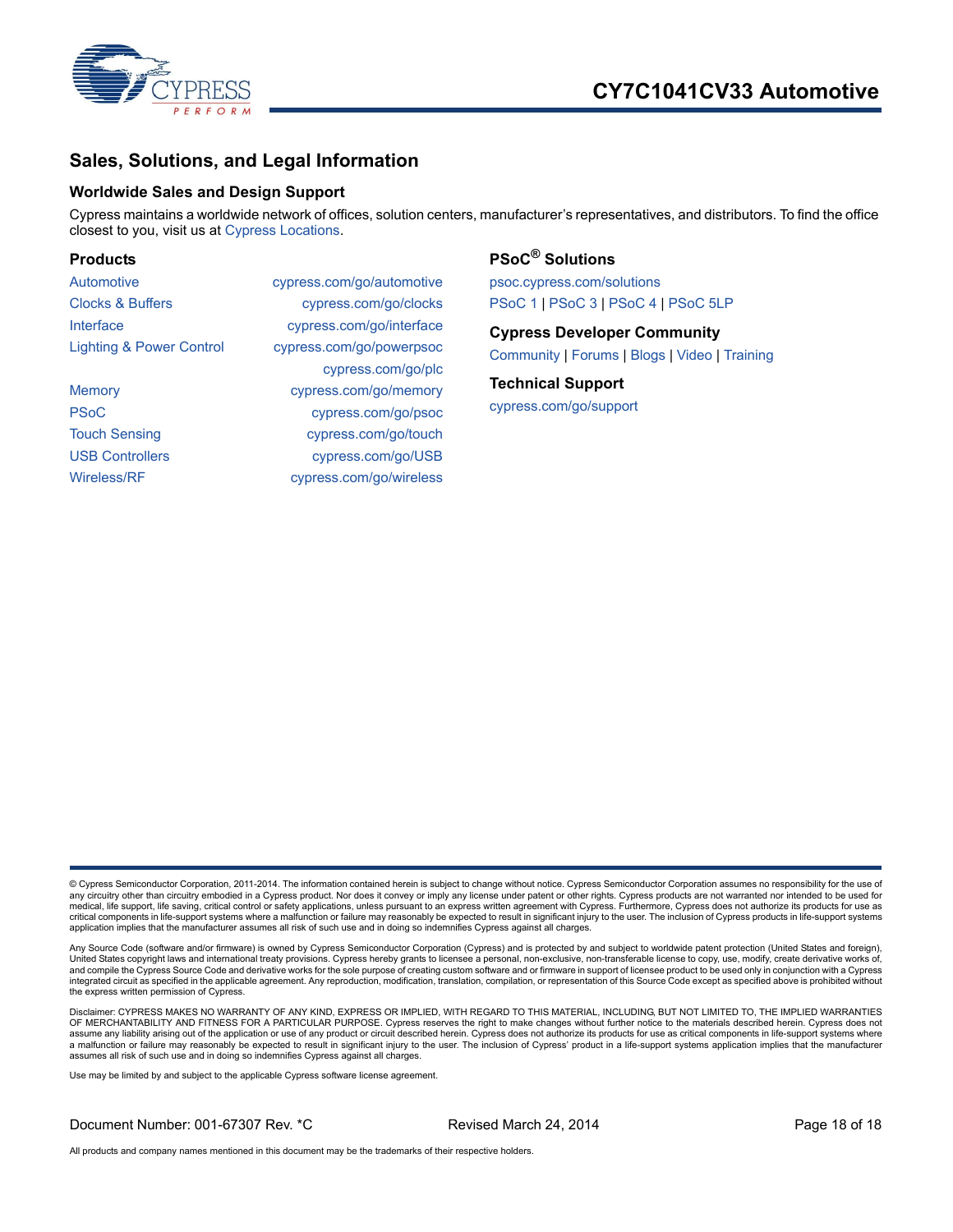## Sales, Solutions, and Legal Information

### Worldwide Sales and Design Support

Cypress maintains a worldwide network of offices, solution centers, manufacturer's representatives, and distributors. To find the office closest to you, visit us at Cypress Locations.

### Products

| | |
|---|---|
| Automotive | cypress.com/go/automotive |
| Clocks & Buffers | cypress.com/go/clocks |
| Interface | cypress.com/go/interface |
| Lighting & Power Control | cypress.com/go/powerpsoc |
| | cypress.com/go/plc |
| Memory | cypress.com/go/memory |
| PSoC | cypress.com/go/psoc |
| Touch Sensing | cypress.com/go/touch |
| USB Controllers | cypress.com/go/USB |
| Wireless/RF | cypress.com/go/wireless |

### PSoC® Solutions

psoc.cypress.com/solutions

PSoC 1 | PSoC 3 | PSoC 4 | PSoC 5LP

### Cypress Developer Community

Community | Forums | Blogs | Video | Training

### Technical Support

cypress.com/go/support

© Cypress Semiconductor Corporation, 2011-2014. The information contained herein is subject to change without notice. Cypress Semiconductor Corporation assumes no responsibility for the use of any circuitry other than circuitry embodied in a Cypress product. Nor does it convey or imply any license under patent or other rights. Cypress products are not warranted nor intended to be used for medical, life support, life saving, critical control or safety applications, unless pursuant to an express written agreement with Cypress. Furthermore, Cypress does not authorize its products for use as critical components in life-support systems where a malfunction or failure may reasonably be expected to result in significant injury to the user. The inclusion of Cypress products in life-support systems application implies that the manufacturer assumes all risk of such use and in doing so indemnifies Cypress against all charges.

Any Source Code (software and/or firmware) is owned by Cypress Semiconductor Corporation (Cypress) and is protected by and subject to worldwide patent protection (United States and foreign), United States copyright laws and international treaty provisions. Cypress hereby grants to licensee a personal, non-exclusive, non-transferable license to copy, use, modify, create derivative works of, and compile the Cypress Source Code and derivative works for the sole purpose of creating custom software and or firmware in support of licensee product to be used only in conjunction with a Cypress integrated circuit as specified in the applicable agreement. Any reproduction, modification, translation, compilation, or representation of this Source Code except as specified above is prohibited without the express written permission of Cypress.

Disclaimer: CYPRESS MAKES NO WARRANTY OF ANY KIND, EXPRESS OR IMPLIED, WITH REGARD TO THIS MATERIAL, INCLUDING, BUT NOT LIMITED TO, THE IMPLIED WARRANTIES OF MERCHANTABILITY AND FITNESS FOR A PARTICULAR PURPOSE. Cypress reserves the right to make changes without further notice to the materials described herein. Cypress does not assume any liability arising out of the application or use of any product or circuit described herein. Cypress does not authorize its products for use as critical components in life-support systems where a malfunction or failure may reasonably be expected to result in significant injury to the user. The inclusion of Cypress' product in a life-support systems application implies that the manufacturer assumes all risk of such use and in doing so indemnifies Cypress against all charges.

Use may be limited by and subject to the applicable Cypress software license agreement.

Document Number: 001-67307 Rev. *C Revised March 24, 2014

All products and company names mentioned in this document may be the trademarks of their respective holders.